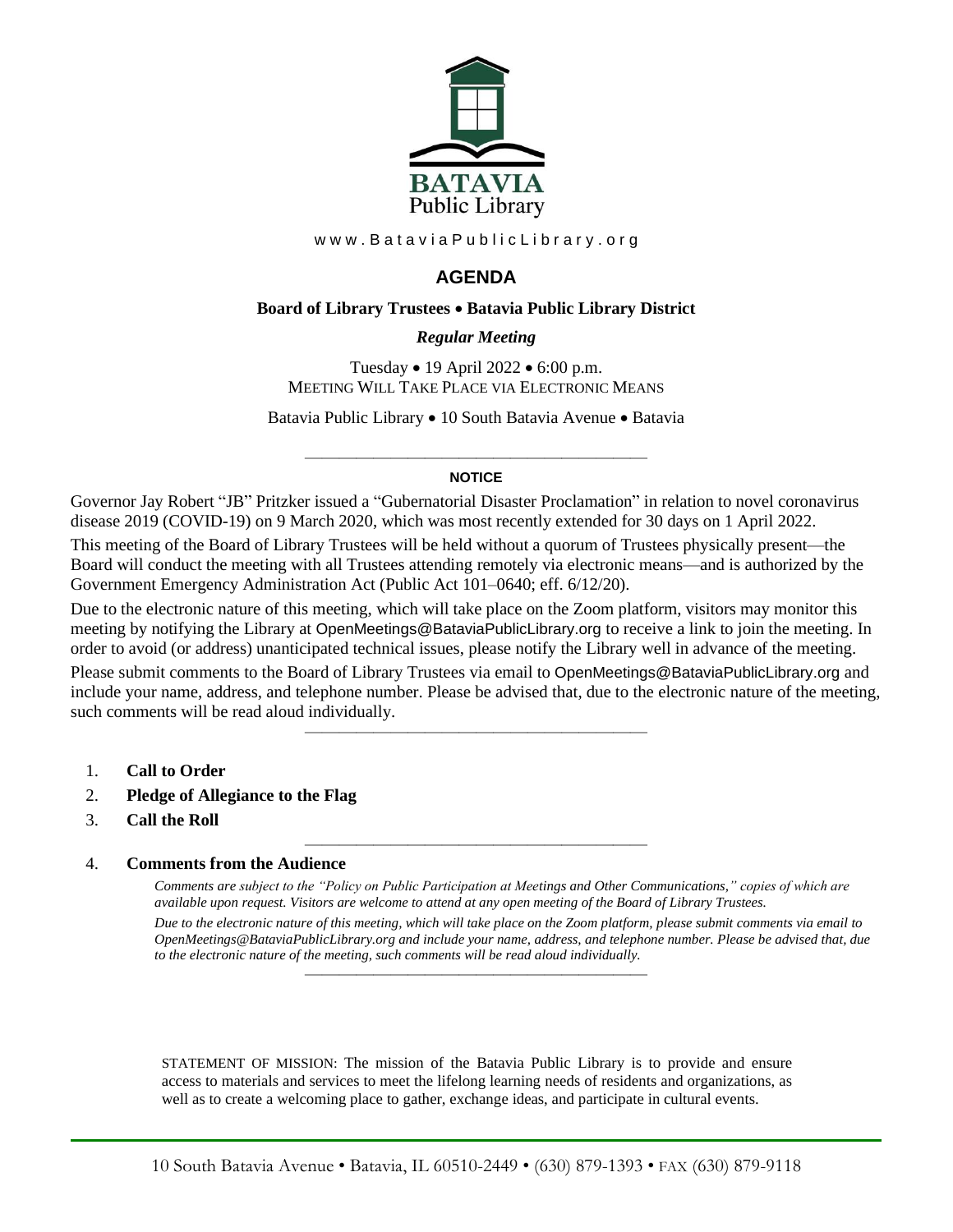BATAVIA
Public Library

www.BataviaPublicLibrary.org

# AGENDA

**Board of Library Trustees • Batavia Public Library District**

***Regular Meeting***

Tuesday • 19 April 2022 • 6:00 p.m.
MEETING WILL TAKE PLACE VIA ELECTRONIC MEANS

Batavia Public Library • 10 South Batavia Avenue • Batavia

---

**NOTICE**

Governor Jay Robert "JB" Pritzker issued a "Gubernatorial Disaster Proclamation" in relation to novel coronavirus disease 2019 (COVID-19) on 9 March 2020, which was most recently extended for 30 days on 1 April 2022.

This meeting of the Board of Library Trustees will be held without a quorum of Trustees physically present—the Board will conduct the meeting with all Trustees attending remotely via electronic means—and is authorized by the Government Emergency Administration Act (Public Act 101–0640; eff. 6/12/20).

Due to the electronic nature of this meeting, which will take place on the Zoom platform, visitors may monitor this meeting by notifying the Library at OpenMeetings@BataviaPublicLibrary.org to receive a link to join the meeting. In order to avoid (or address) unanticipated technical issues, please notify the Library well in advance of the meeting.

Please submit comments to the Board of Library Trustees via email to OpenMeetings@BataviaPublicLibrary.org and include your name, address, and telephone number. Please be advised that, due to the electronic nature of the meeting, such comments will be read aloud individually.

---

1. **Call to Order**
2. **Pledge of Allegiance to the Flag**
3. **Call the Roll**

---

4. **Comments from the Audience**

   *Comments are subject to the "Policy on Public Participation at Meetings and Other Communications," copies of which are available upon request. Visitors are welcome to attend at any open meeting of the Board of Library Trustees.*

   *Due to the electronic nature of this meeting, which will take place on the Zoom platform, please submit comments via email to OpenMeetings@BataviaPublicLibrary.org and include your name, address, and telephone number. Please be advised that, due to the electronic nature of the meeting, such comments will be read aloud individually.*

---

STATEMENT OF MISSION: The mission of the Batavia Public Library is to provide and ensure access to materials and services to meet the lifelong learning needs of residents and organizations, as well as to create a welcoming place to gather, exchange ideas, and participate in cultural events.

10 South Batavia Avenue • Batavia, IL 60510-2449 • (630) 879-1393 • FAX (630) 879-9118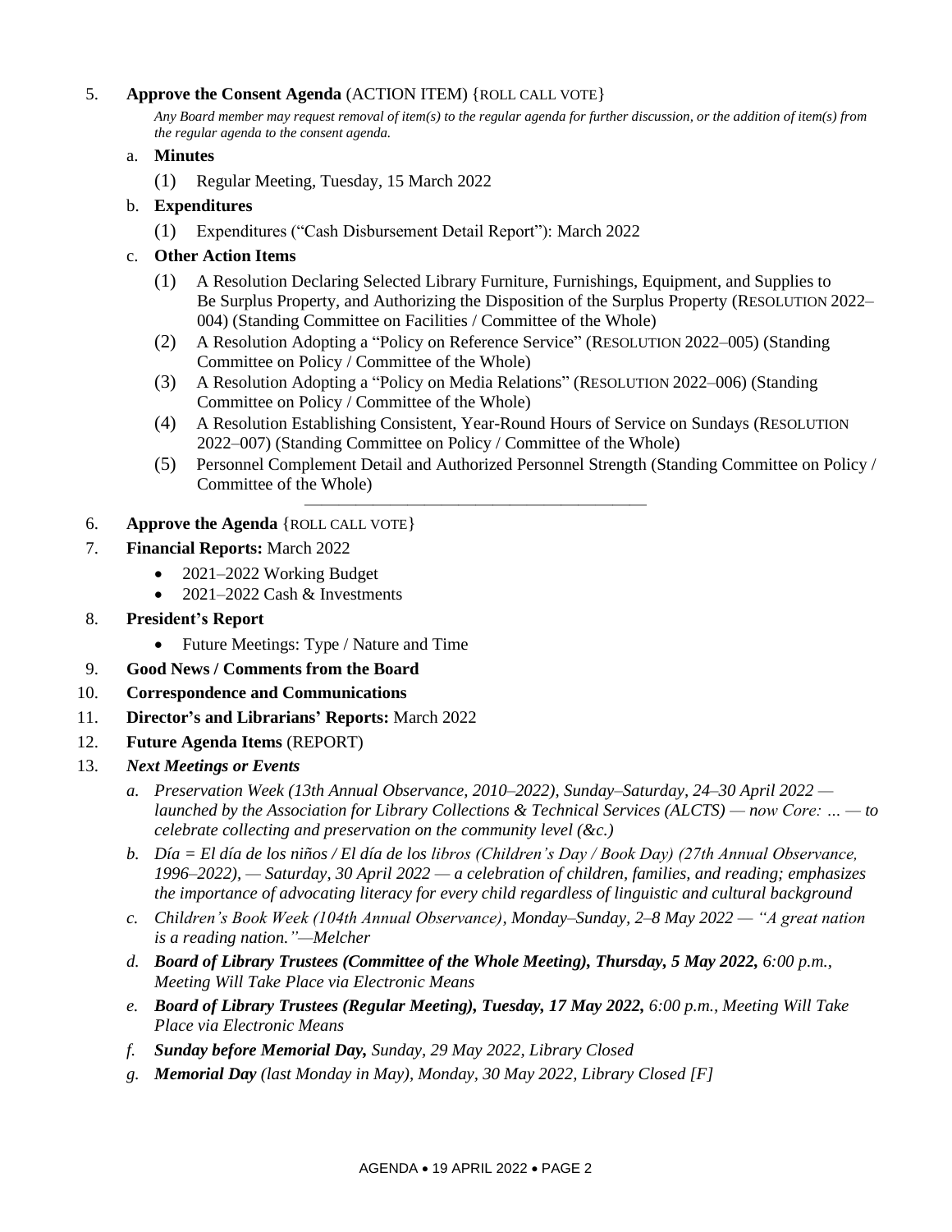5. **Approve the Consent Agenda** (ACTION ITEM) {ROLL CALL VOTE}

   *Any Board member may request removal of item(s) to the regular agenda for further discussion, or the addition of item(s) from the regular agenda to the consent agenda.*

   a. **Minutes**

      (1) Regular Meeting, Tuesday, 15 March 2022

   b. **Expenditures**

      (1) Expenditures ("Cash Disbursement Detail Report"): March 2022

   c. **Other Action Items**

      (1) A Resolution Declaring Selected Library Furniture, Furnishings, Equipment, and Supplies to Be Surplus Property, and Authorizing the Disposition of the Surplus Property (RESOLUTION 2022–004) (Standing Committee on Facilities / Committee of the Whole)

      (2) A Resolution Adopting a "Policy on Reference Service" (RESOLUTION 2022–005) (Standing Committee on Policy / Committee of the Whole)

      (3) A Resolution Adopting a "Policy on Media Relations" (RESOLUTION 2022–006) (Standing Committee on Policy / Committee of the Whole)

      (4) A Resolution Establishing Consistent, Year-Round Hours of Service on Sundays (RESOLUTION 2022–007) (Standing Committee on Policy / Committee of the Whole)

      (5) Personnel Complement Detail and Authorized Personnel Strength (Standing Committee on Policy / Committee of the Whole)

---

6. **Approve the Agenda** {ROLL CALL VOTE}

7. **Financial Reports:** March 2022
   - 2021–2022 Working Budget
   - 2021–2022 Cash & Investments

8. **President's Report**
   - Future Meetings: Type / Nature and Time

9. **Good News / Comments from the Board**

10. **Correspondence and Communications**

11. **Director's and Librarians' Reports:** March 2022

12. **Future Agenda Items** (REPORT)

13. ***Next Meetings or Events***

    a. *Preservation Week (13th Annual Observance, 2010–2022), Sunday–Saturday, 24–30 April 2022 — launched by the Association for Library Collections & Technical Services (ALCTS) — now Core: … — to celebrate collecting and preservation on the community level (&c.)*

    b. *Día = El día de los niños / El día de los libros (Children's Day / Book Day) (27th Annual Observance, 1996–2022), — Saturday, 30 April 2022 — a celebration of children, families, and reading; emphasizes the importance of advocating literacy for every child regardless of linguistic and cultural background*

    c. *Children's Book Week (104th Annual Observance), Monday–Sunday, 2–8 May 2022 — "A great nation is a reading nation."—Melcher*

    d. ***Board of Library Trustees (Committee of the Whole Meeting), Thursday, 5 May 2022,** 6:00 p.m., Meeting Will Take Place via Electronic Means*

    e. ***Board of Library Trustees (Regular Meeting), Tuesday, 17 May 2022,** 6:00 p.m., Meeting Will Take Place via Electronic Means*

    f. ***Sunday before Memorial Day,** Sunday, 29 May 2022, Library Closed*

    g. ***Memorial Day** (last Monday in May), Monday, 30 May 2022, Library Closed [F]*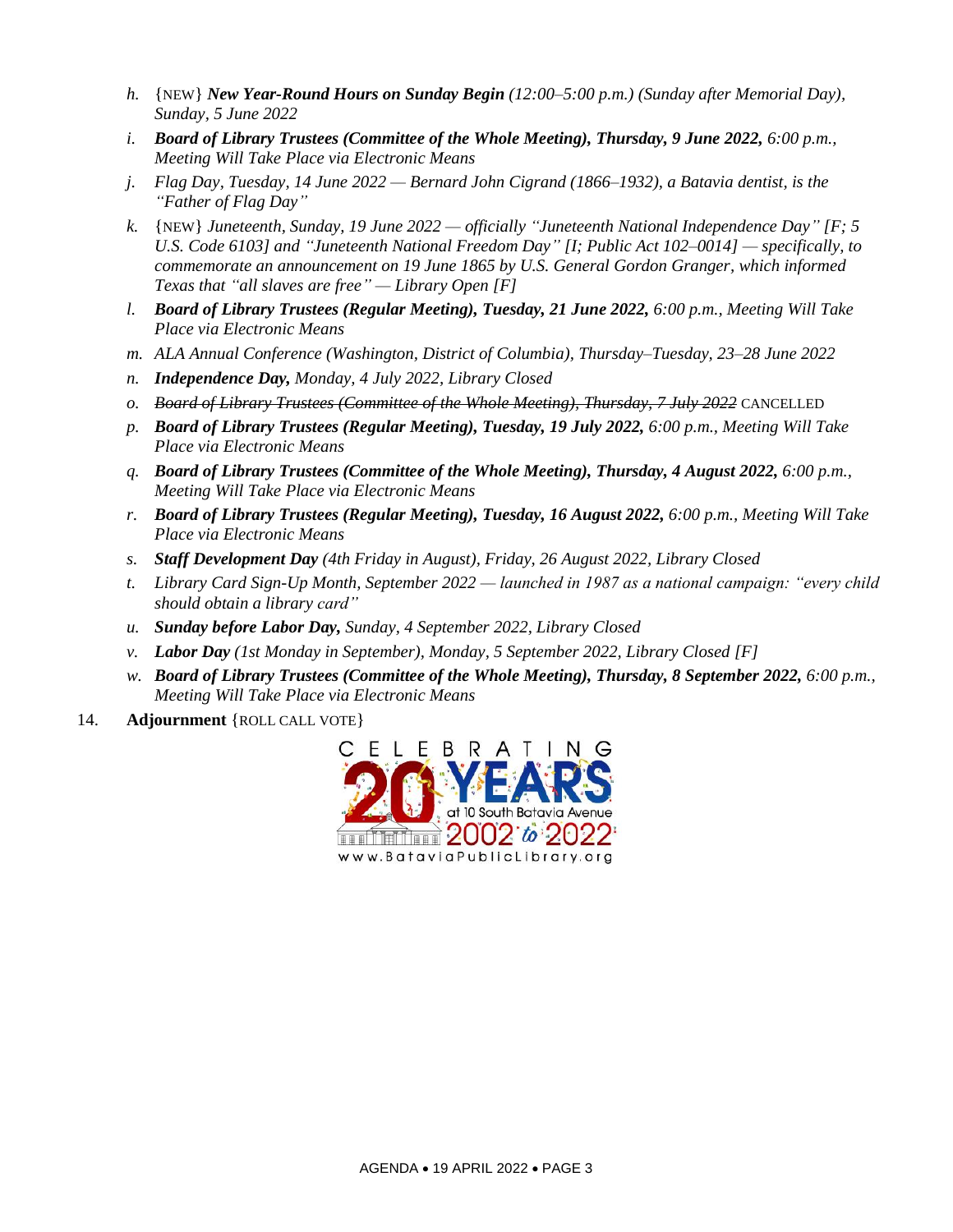h. {NEW} ***New Year-Round Hours on Sunday Begin*** *(12:00–5:00 p.m.) (Sunday after Memorial Day), Sunday, 5 June 2022*

i. ***Board of Library Trustees (Committee of the Whole Meeting), Thursday, 9 June 2022,*** *6:00 p.m., Meeting Will Take Place via Electronic Means*

j. *Flag Day, Tuesday, 14 June 2022 — Bernard John Cigrand (1866–1932), a Batavia dentist, is the "Father of Flag Day"*

k. {NEW} *Juneteenth, Sunday, 19 June 2022 — officially "Juneteenth National Independence Day" [F; 5 U.S. Code 6103] and "Juneteenth National Freedom Day" [I; Public Act 102–0014] — specifically, to commemorate an announcement on 19 June 1865 by U.S. General Gordon Granger, which informed Texas that "all slaves are free" — Library Open [F]*

l. ***Board of Library Trustees (Regular Meeting), Tuesday, 21 June 2022,*** *6:00 p.m., Meeting Will Take Place via Electronic Means*

m. *ALA Annual Conference (Washington, District of Columbia), Thursday–Tuesday, 23–28 June 2022*

n. ***Independence Day,*** *Monday, 4 July 2022, Library Closed*

o. ~~***Board of Library Trustees (Committee of the Whole Meeting), Thursday, 7 July 2022***~~ CANCELLED

p. ***Board of Library Trustees (Regular Meeting), Tuesday, 19 July 2022,*** *6:00 p.m., Meeting Will Take Place via Electronic Means*

q. ***Board of Library Trustees (Committee of the Whole Meeting), Thursday, 4 August 2022,*** *6:00 p.m., Meeting Will Take Place via Electronic Means*

r. ***Board of Library Trustees (Regular Meeting), Tuesday, 16 August 2022,*** *6:00 p.m., Meeting Will Take Place via Electronic Means*

s. ***Staff Development Day*** *(4th Friday in August), Friday, 26 August 2022, Library Closed*

t. *Library Card Sign-Up Month, September 2022 — launched in 1987 as a national campaign: "every child should obtain a library card"*

u. ***Sunday before Labor Day,*** *Sunday, 4 September 2022, Library Closed*

v. ***Labor Day*** *(1st Monday in September), Monday, 5 September 2022, Library Closed [F]*

w. ***Board of Library Trustees (Committee of the Whole Meeting), Thursday, 8 September 2022,*** *6:00 p.m., Meeting Will Take Place via Electronic Means*

14. **Adjournment** {ROLL CALL VOTE}

CELEBRATING 20 YEARS at 10 South Batavia Avenue 2002 to 2022

www.BataviaPublicLibrary.org